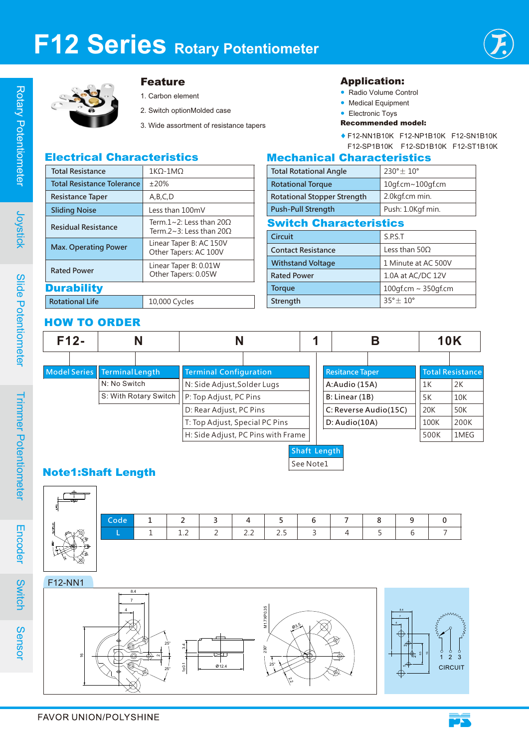# F12 Series Rotary Potentiometer

## Feature

1. Carbon element
2. Switch optionMolded case
3. Wide assortment of resistance tapers

## Application:

- Radio Volume Control
- Medical Equipment
- Electronic Toys

**Recommended model:**

♦ F12-NN1B10K F12-NP1B10K F12-SN1B10K F12-SP1B10K F12-SD1B10K F12-ST1B10K

## Electrical Characteristics

| Parameter | Value |
|---|---|
| Total Resistance | 1KΩ-1MΩ |
| Total Resistance Tolerance | ±20% |
| Resistance Taper | A,B,C,D |
| Sliding Noise | Less than 100mV |
| Residual Resistance | Term.1~2: Less than 20Ω<br>Term.2~3: Less than 20Ω |
| Max. Operating Power | Linear Taper B: AC 150V<br>Other Tapers: AC 100V |
| Rated Power | Linear Taper B: 0.01W<br>Other Tapers: 0.05W |

## Durability

| Parameter | Value |
|---|---|
| Rotational Life | 10,000 Cycles |

## Mechanical Characteristics

| Parameter | Value |
|---|---|
| Total Rotational Angle | 230°± 10° |
| Rotational Torque | 10gf.cm~100gf.cm |
| Rotational Stopper Strength | 2.0kgf.cm min. |
| Push-Pull Strength | Push: 1.0Kgf min. |

## Switch Characteristics

| Parameter | Value |
|---|---|
| Circuit | S.P.S.T |
| Contact Resistance | Less than 50Ω |
| Withstand Voltage | 1 Minute at AC 500V |
| Rated Power | 1.0A at AC/DC 12V |
| Torque | 100gf.cm ~ 350gf.cm |
| Strength | 35°± 10° |

## HOW TO ORDER

| F12- | N | N | 1 | B | 10K |
|---|---|---|---|---|---|
| Model Series | Terminal Length | Terminal Configuration | Shaft Length | Resitance Taper | Total Resistance |

**Terminal Length**
- N: No Switch
- S: With Rotary Switch

**Terminal Configuration**
- N: Side Adjust,Solder Lugs
- P: Top Adjust, PC Pins
- D: Rear Adjust, PC Pins
- T: Top Adjust, Special PC Pins
- H: Side Adjust, PC Pins with Frame

**Shaft Length**
- See Note1

**Resitance Taper**
- A:Audio (15A)
- B: Linear (1B)
- C: Reverse Audio(15C)
- D: Audio(10A)

**Total Resistance**

| | |
|---|---|
| 1K | 2K |
| 5K | 10K |
| 20K | 50K |
| 100K | 200K |
| 500K | 1MEG |

## Note1:Shaft Length

| Code | 1 | 2 | 3 | 4 | 5 | 6 | 7 | 8 | 9 | 0 |
|---|---|---|---|---|---|---|---|---|---|---|
| L | 1 | 1.2 | 2 | 2.2 | 2.5 | 3 | 4 | 5 | 6 | 7 |

F12-NN1

CIRCUIT

FAVOR UNION/POLYSHINE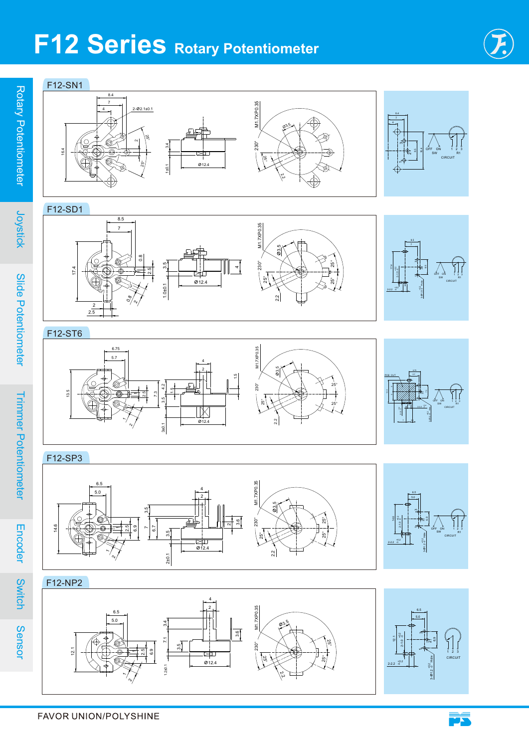# F12 Series Rotary Potentiometer

Rotary Potentiometer

Joystick

Slide Potentiometer

Trimmer Potentiometer

Encoder

Switch

Sensor

## F12-SN1

8.4
7
4
2-Ø2.1±0.1
16.4
2
32°
25°
3.4
1±0.1
Ø12.4
M1.7XP0.35
Ø3.5
230°
32°
2.2

6.4
7
4
3
2.1
8.5
16.4
OFF ON
SW
1 2 3
R1
CIRCUIT

## F12-SD1

8.5
7
17.4
0.8
2.5
0.8
2
2
2.5
3.5
1.0±0.1
Ø12.4
4
M1.7XP0.35
Ø3.5
230°
25°
25°
25°
2.2

OFF ON
SW
1 2 3
R1
CIRCUIT

## F12-ST6

6.75
5.7
13.5
2.5
1
2
4.2
7.3
3.5
1.5
3±0.1
4
2
1.5
Ø12.4
M1.7XP0.35
Ø3.5
230°
25°
25°
25°
2.2

PCB CUT
OFF ON
SW
1 2 3
R1
CIRCUIT

## F12-SP3

6.5
5.0
14.6
2.5
6.9
1
2
3.5
7
6.7
3.5
2±0.1
4
2
2
3.6
Ø12.4
M1.7XP0.35
Ø3.5
230°
25°
25°
25°
2.2

6.5
5.0
14.6
OFF ON
SW
1 2 3
R1
CIRCUIT

## F12-NP2

6.5
5.0
12.1
2.5
6.9
1
2
3.4
7.1
3.5
1.2±0.1
4
2
3.6
Ø12.4
M1.7XP0.35
Ø3.5
230°
25°
25°
25°
2.2

6.5
5.0
12.1
2-1.0
6.9
2-2.2
3-Ø1.2 Hole
1 2 3
CIRCUIT

FAVOR UNION/POLYSHINE